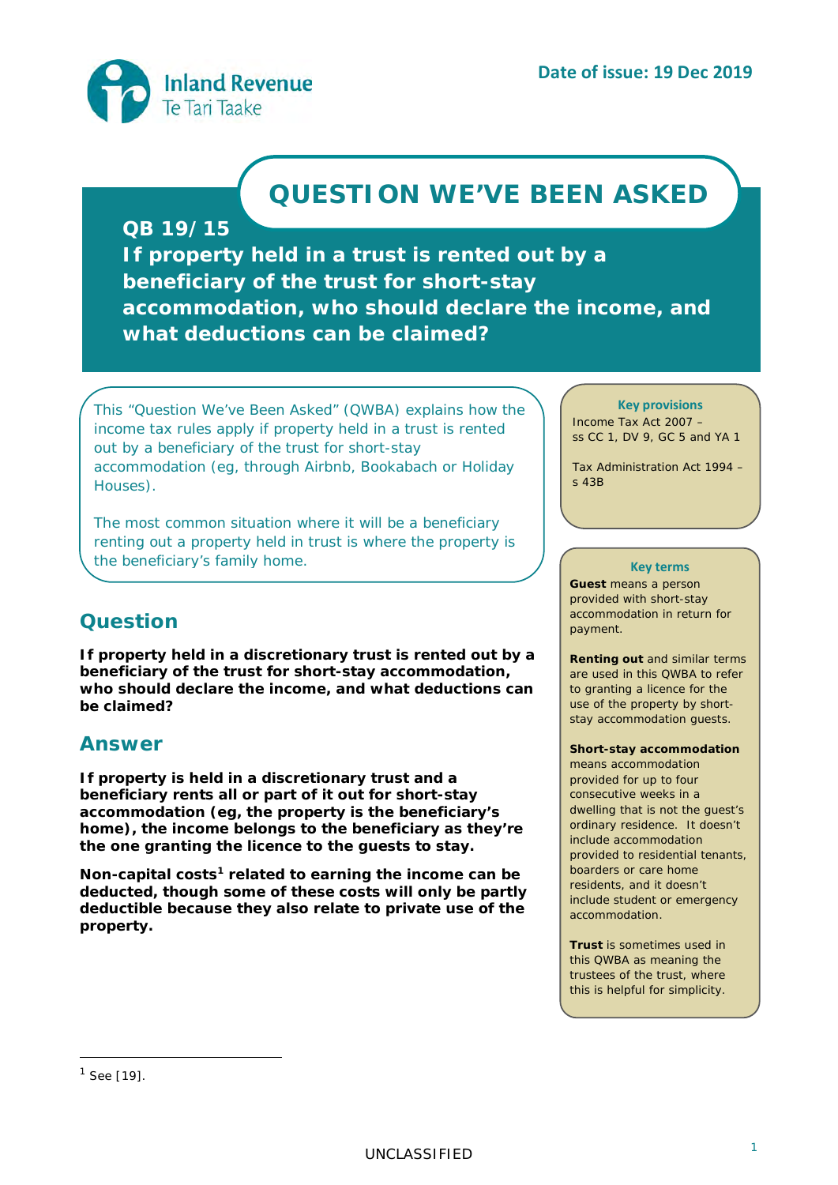Inland Revenue
Te Tari Taake

**Date of issue: 19 Dec 2019**

# QUESTION WE'VE BEEN ASKED

## QB 19/15

## If property held in a trust is rented out by a beneficiary of the trust for short-stay accommodation, who should declare the income, and what deductions can be claimed?

This "Question We've Been Asked" (QWBA) explains how the income tax rules apply if property held in a trust is rented out by a beneficiary of the trust for short-stay accommodation (eg, through Airbnb, Bookabach or Holiday Houses).

The most common situation where it will be a beneficiary renting out a property held in trust is where the property is the beneficiary's family home.

**Key provisions**

Income Tax Act 2007 – ss CC 1, DV 9, GC 5 and YA 1

Tax Administration Act 1994 – s 43B

**Key terms**

**Guest** means a person provided with short-stay accommodation in return for payment.

**Renting out** and similar terms are used in this QWBA to refer to granting a licence for the use of the property by short-stay accommodation guests.

**Short-stay accommodation** means accommodation provided for up to four consecutive weeks in a dwelling that is not the guest's ordinary residence. It doesn't include accommodation provided to residential tenants, boarders or care home residents, and it doesn't include student or emergency accommodation.

**Trust** is sometimes used in this QWBA as meaning the trustees of the trust, where this is helpful for simplicity.

## Question

**If property held in a discretionary trust is rented out by a beneficiary of the trust for short-stay accommodation, who should declare the income, and what deductions can be claimed?**

## Answer

**If property is held in a discretionary trust and a beneficiary rents all or part of it out for short-stay accommodation (eg, the property is the beneficiary's home), the income belongs to the beneficiary as they're the one granting the licence to the guests to stay.**

**Non-capital costs[1] related to earning the income can be deducted, though some of these costs will only be partly deductible because they also relate to private use of the property.**

[1] See [19].

UNCLASSIFIED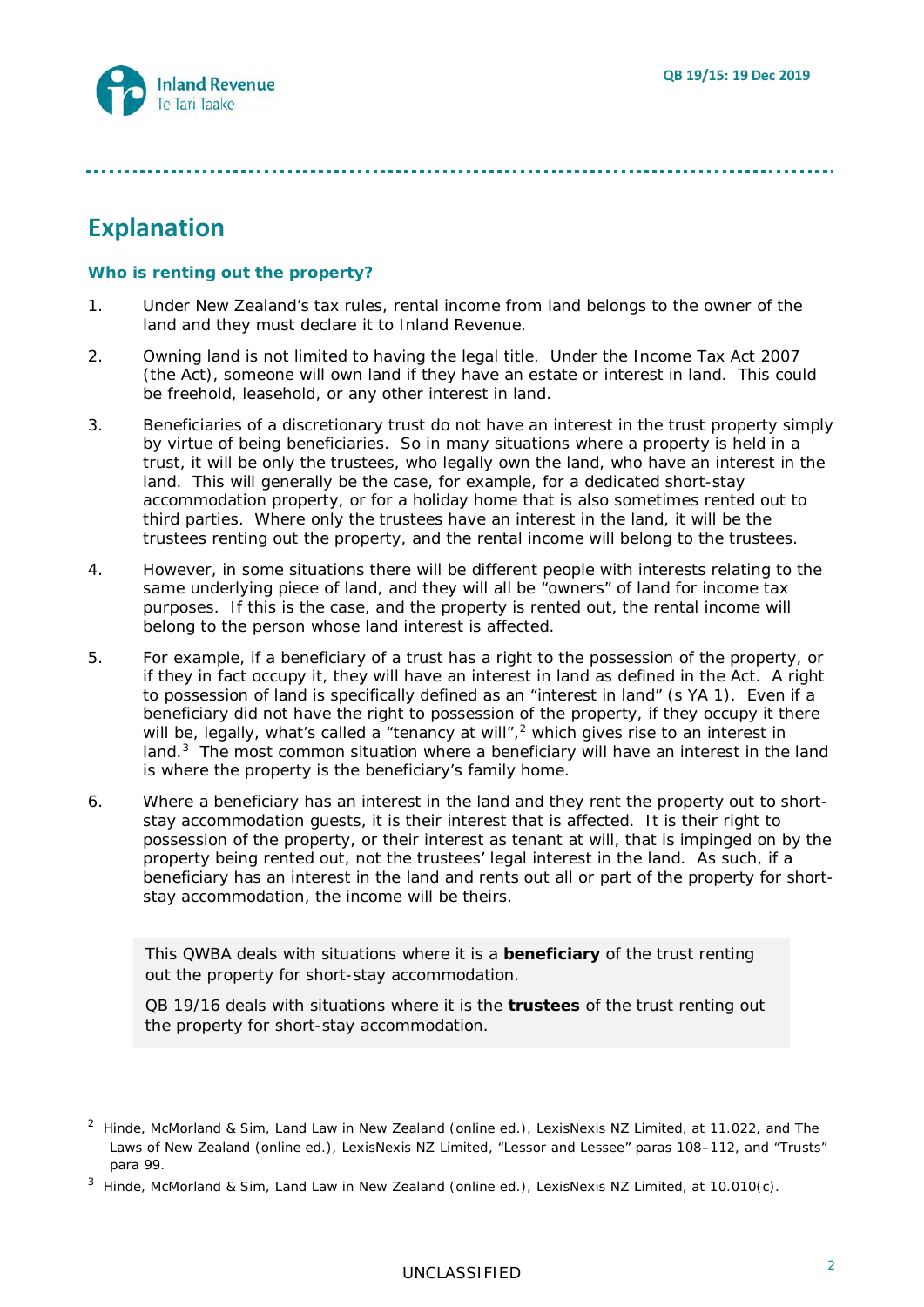## Explanation

### Who is renting out the property?

1. Under New Zealand's tax rules, rental income from land belongs to the owner of the land and they must declare it to Inland Revenue.

2. Owning land is not limited to having the legal title. Under the Income Tax Act 2007 (the Act), someone will own land if they have an estate or interest in land. This could be freehold, leasehold, or any other interest in land.

3. Beneficiaries of a discretionary trust do not have an interest in the trust property simply by virtue of being beneficiaries. So in many situations where a property is held in a trust, it will be only the trustees, who legally own the land, who have an interest in the land. This will generally be the case, for example, for a dedicated short-stay accommodation property, or for a holiday home that is also sometimes rented out to third parties. Where only the trustees have an interest in the land, it will be the trustees renting out the property, and the rental income will belong to the trustees.

4. However, in some situations there will be different people with interests relating to the same underlying piece of land, and they will all be "owners" of land for income tax purposes. If this is the case, and the property is rented out, the rental income will belong to the person whose land interest is affected.

5. For example, if a beneficiary of a trust has a right to the possession of the property, or if they in fact occupy it, they will have an interest in land as defined in the Act. A right to possession of land is specifically defined as an "interest in land" (s YA 1). Even if a beneficiary did not have the right to possession of the property, if they occupy it there will be, legally, what's called a "tenancy at will",[2] which gives rise to an interest in land.[3] The most common situation where a beneficiary will have an interest in the land is where the property is the beneficiary's family home.

6. Where a beneficiary has an interest in the land and they rent the property out to short-stay accommodation guests, it is their interest that is affected. It is their right to possession of the property, or their interest as tenant at will, that is impinged on by the property being rented out, not the trustees' legal interest in the land. As such, if a beneficiary has an interest in the land and rents out all or part of the property for short-stay accommodation, the income will be theirs.

> This QWBA deals with situations where it is a **beneficiary** of the trust renting out the property for short-stay accommodation.
>
> QB 19/16 deals with situations where it is the **trustees** of the trust renting out the property for short-stay accommodation.

---

[2] Hinde, McMorland & Sim, Land Law in New Zealand (online ed.), LexisNexis NZ Limited, at 11.022, and The Laws of New Zealand (online ed.), LexisNexis NZ Limited, "Lessor and Lessee" paras 108–112, and "Trusts" para 99.

[3] Hinde, McMorland & Sim, Land Law in New Zealand (online ed.), LexisNexis NZ Limited, at 10.010(c).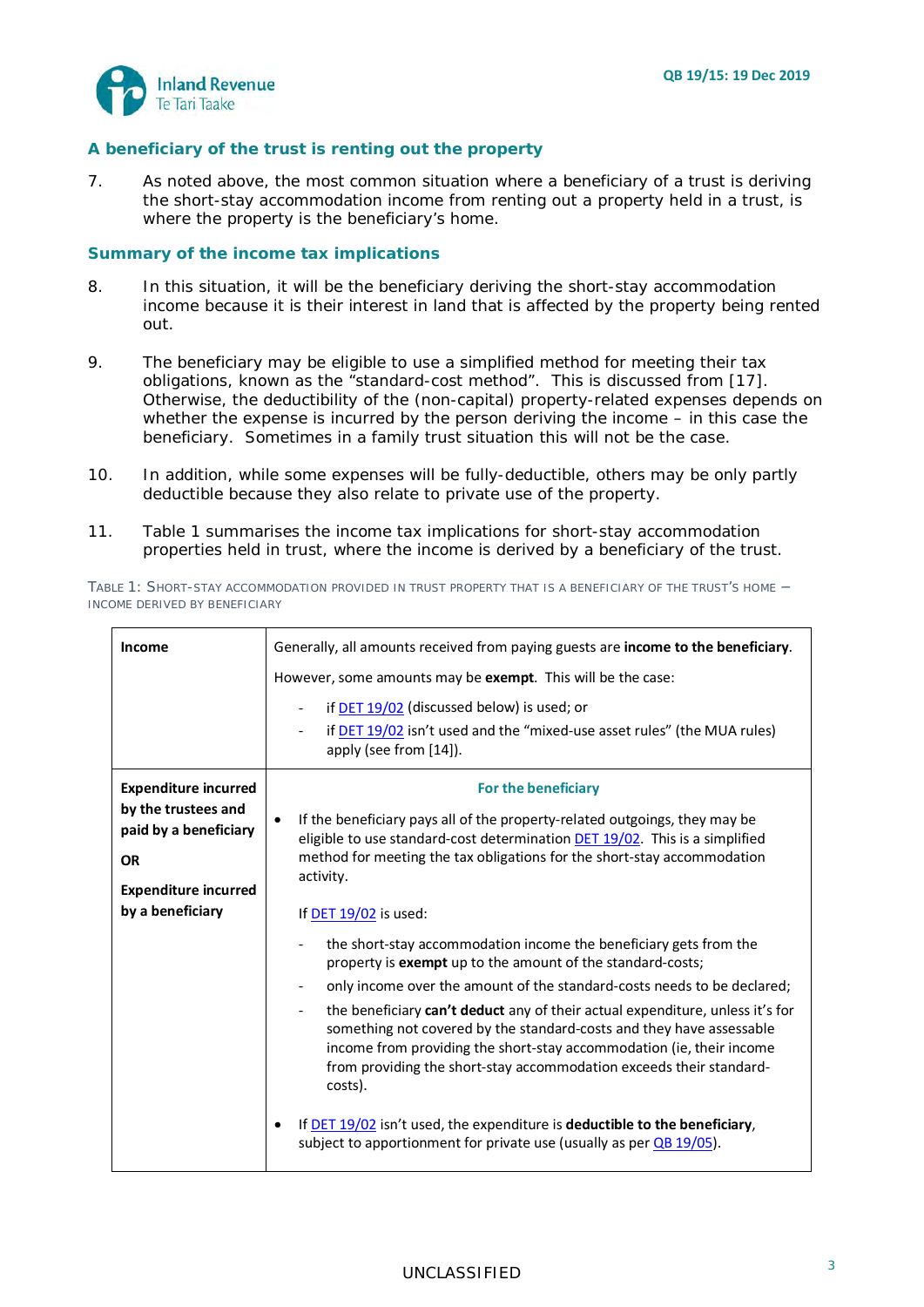### A beneficiary of the trust is renting out the property

7. As noted above, the most common situation where a beneficiary of a trust is deriving the short-stay accommodation income from renting out a property held in a trust, is where the property is the beneficiary's home.

### Summary of the income tax implications

8. In this situation, it will be the beneficiary deriving the short-stay accommodation income because it is their interest in land that is affected by the property being rented out.

9. The beneficiary may be eligible to use a simplified method for meeting their tax obligations, known as the "standard-cost method". This is discussed from [17]. Otherwise, the deductibility of the (non-capital) property-related expenses depends on whether the expense is incurred by the person deriving the income – in this case the beneficiary. Sometimes in a family trust situation this will not be the case.

10. In addition, while some expenses will be fully-deductible, others may be only partly deductible because they also relate to private use of the property.

11. Table 1 summarises the income tax implications for short-stay accommodation properties held in trust, where the income is derived by a beneficiary of the trust.

TABLE 1: SHORT-STAY ACCOMMODATION PROVIDED IN TRUST PROPERTY THAT IS A BENEFICIARY OF THE TRUST'S HOME – INCOME DERIVED BY BENEFICIARY

| | |
|---|---|
| **Income** | Generally, all amounts received from paying guests are **income to the beneficiary**.<br><br>However, some amounts may be **exempt**. This will be the case:<br>- if DET 19/02 (discussed below) is used; or<br>- if DET 19/02 isn't used and the "mixed-use asset rules" (the MUA rules) apply (see from [14]). |
| **Expenditure incurred by the trustees and paid by a beneficiary**<br><br>**OR**<br><br>**Expenditure incurred by a beneficiary** | **For the beneficiary**<br><br>• If the beneficiary pays all of the property-related outgoings, they may be eligible to use standard-cost determination DET 19/02. This is a simplified method for meeting the tax obligations for the short-stay accommodation activity.<br><br>If DET 19/02 is used:<br>- the short-stay accommodation income the beneficiary gets from the property is **exempt** up to the amount of the standard-costs;<br>- only income over the amount of the standard-costs needs to be declared;<br>- the beneficiary **can't deduct** any of their actual expenditure, unless it's for something not covered by the standard-costs and they have assessable income from providing the short-stay accommodation (ie, their income from providing the short-stay accommodation exceeds their standard-costs).<br><br>• If DET 19/02 isn't used, the expenditure is **deductible to the beneficiary**, subject to apportionment for private use (usually as per QB 19/05). |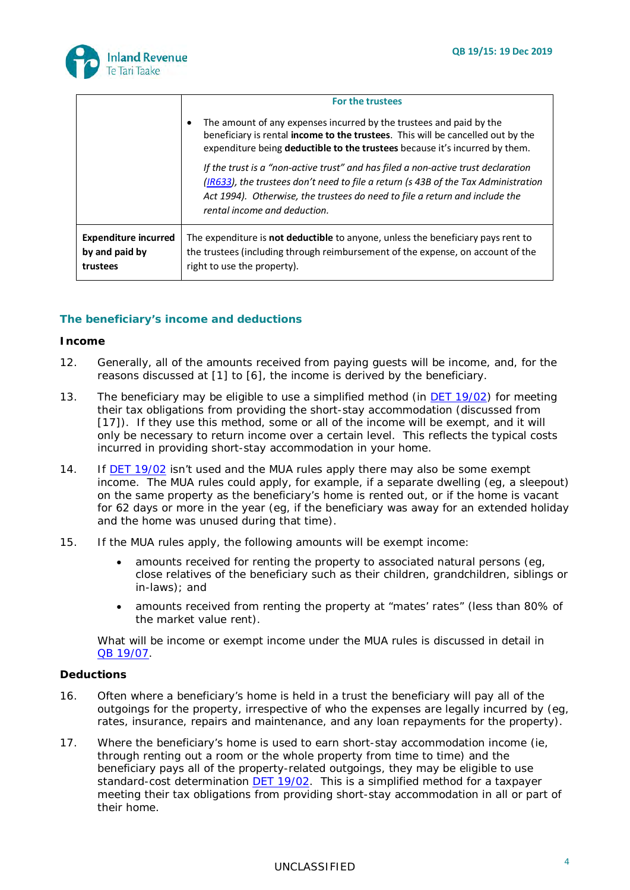| | **For the trustees** |
|---|---|
| | • The amount of any expenses incurred by the trustees and paid by the beneficiary is rental **income to the trustees**. This will be cancelled out by the expenditure being **deductible to the trustees** because it's incurred by them.<br><br>*If the trust is a "non-active trust" and has filed a non-active trust declaration ([IR633](IR633)), the trustees don't need to file a return (s 43B of the Tax Administration Act 1994). Otherwise, the trustees do need to file a return and include the rental income and deduction.* |
| **Expenditure incurred by and paid by trustees** | The expenditure is **not deductible** to anyone, unless the beneficiary pays rent to the trustees (including through reimbursement of the expense, on account of the right to use the property). |

## The beneficiary's income and deductions

### Income

12. Generally, all of the amounts received from paying guests will be income, and, for the reasons discussed at [1] to [6], the income is derived by the beneficiary.

13. The beneficiary may be eligible to use a simplified method (in DET 19/02) for meeting their tax obligations from providing the short-stay accommodation (discussed from [17]). If they use this method, some or all of the income will be exempt, and it will only be necessary to return income over a certain level. This reflects the typical costs incurred in providing short-stay accommodation in your home.

14. If DET 19/02 isn't used and the MUA rules apply there may also be some exempt income. The MUA rules could apply, for example, if a separate dwelling (eg, a sleepout) on the same property as the beneficiary's home is rented out, or if the home is vacant for 62 days or more in the year (eg, if the beneficiary was away for an extended holiday and the home was unused during that time).

15. If the MUA rules apply, the following amounts will be exempt income:

    - amounts received for renting the property to associated natural persons (eg, close relatives of the beneficiary such as their children, grandchildren, siblings or in-laws); and
    - amounts received from renting the property at "mates' rates" (less than 80% of the market value rent).

    What will be income or exempt income under the MUA rules is discussed in detail in QB 19/07.

### Deductions

16. Often where a beneficiary's home is held in a trust the beneficiary will pay all of the outgoings for the property, irrespective of who the expenses are legally incurred by (eg, rates, insurance, repairs and maintenance, and any loan repayments for the property).

17. Where the beneficiary's home is used to earn short-stay accommodation income (ie, through renting out a room or the whole property from time to time) and the beneficiary pays all of the property-related outgoings, they may be eligible to use standard-cost determination DET 19/02. This is a simplified method for a taxpayer meeting their tax obligations from providing short-stay accommodation in all or part of their home.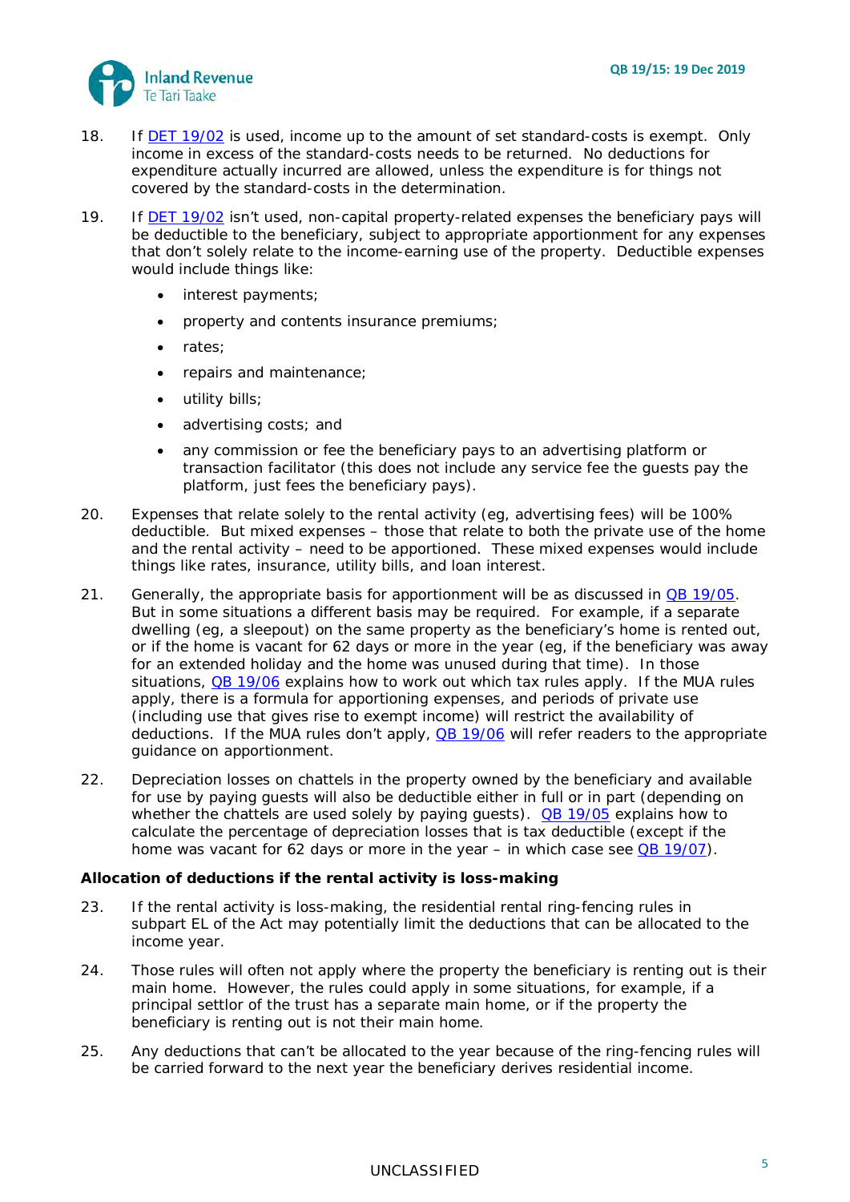18. If DET 19/02 is used, income up to the amount of set standard-costs is exempt. Only income in excess of the standard-costs needs to be returned. No deductions for expenditure actually incurred are allowed, unless the expenditure is for things not covered by the standard-costs in the determination.

19. If DET 19/02 isn't used, non-capital property-related expenses the beneficiary pays will be deductible to the beneficiary, subject to appropriate apportionment for any expenses that don't solely relate to the income-earning use of the property. Deductible expenses would include things like:

    - interest payments;
    - property and contents insurance premiums;
    - rates;
    - repairs and maintenance;
    - utility bills;
    - advertising costs; and
    - any commission or fee the beneficiary pays to an advertising platform or transaction facilitator (this does not include any service fee the guests pay the platform, just fees the beneficiary pays).

20. Expenses that relate solely to the rental activity (eg, advertising fees) will be 100% deductible. But mixed expenses – those that relate to both the private use of the home and the rental activity – need to be apportioned. These mixed expenses would include things like rates, insurance, utility bills, and loan interest.

21. Generally, the appropriate basis for apportionment will be as discussed in QB 19/05. But in some situations a different basis may be required. For example, if a separate dwelling (eg, a sleepout) on the same property as the beneficiary's home is rented out, or if the home is vacant for 62 days or more in the year (eg, if the beneficiary was away for an extended holiday and the home was unused during that time). In those situations, QB 19/06 explains how to work out which tax rules apply. If the MUA rules apply, there is a formula for apportioning expenses, and periods of private use (including use that gives rise to exempt income) will restrict the availability of deductions. If the MUA rules don't apply, QB 19/06 will refer readers to the appropriate guidance on apportionment.

22. Depreciation losses on chattels in the property owned by the beneficiary and available for use by paying guests will also be deductible either in full or in part (depending on whether the chattels are used solely by paying guests). QB 19/05 explains how to calculate the percentage of depreciation losses that is tax deductible (except if the home was vacant for 62 days or more in the year – in which case see QB 19/07).

**Allocation of deductions if the rental activity is loss-making**

23. If the rental activity is loss-making, the residential rental ring-fencing rules in subpart EL of the Act may potentially limit the deductions that can be allocated to the income year.

24. Those rules will often not apply where the property the beneficiary is renting out is their main home. However, the rules could apply in some situations, for example, if a principal settlor of the trust has a separate main home, or if the property the beneficiary is renting out is not their main home.

25. Any deductions that can't be allocated to the year because of the ring-fencing rules will be carried forward to the next year the beneficiary derives residential income.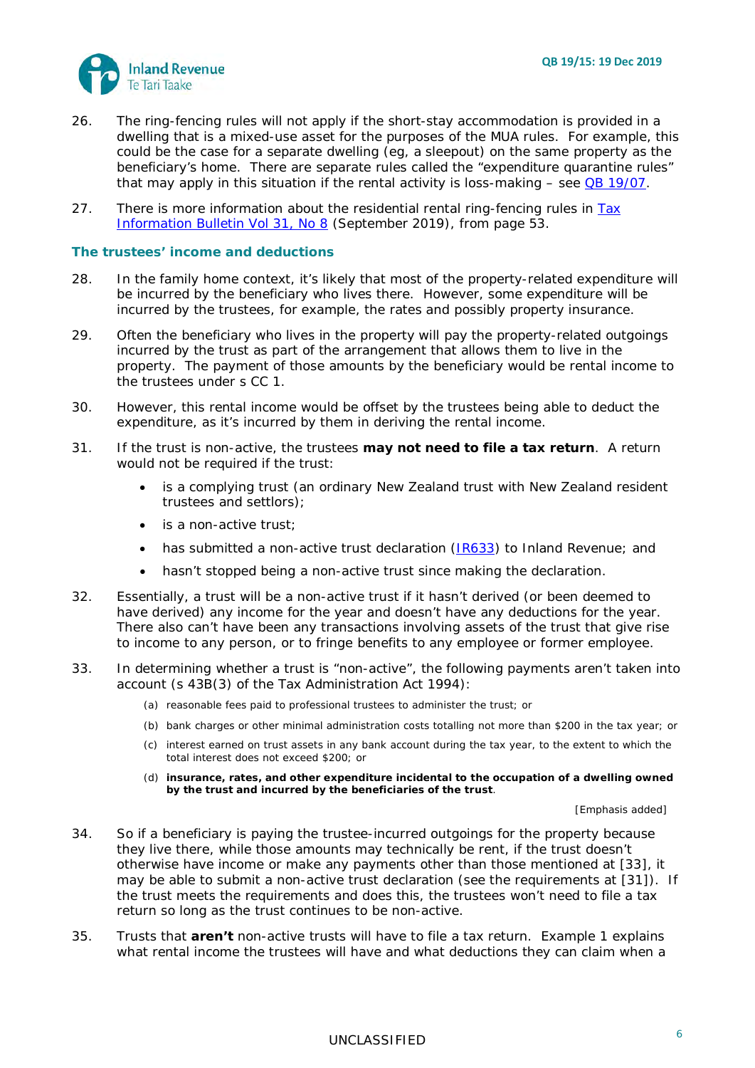26. The ring-fencing rules will not apply if the short-stay accommodation is provided in a dwelling that is a mixed-use asset for the purposes of the MUA rules. For example, this could be the case for a separate dwelling (eg, a sleepout) on the same property as the beneficiary's home. There are separate rules called the "expenditure quarantine rules" that may apply in this situation if the rental activity is loss-making – see [QB 19/07](#).

27. There is more information about the residential rental ring-fencing rules in [Tax Information Bulletin Vol 31, No 8](#) (September 2019), from page 53.

### The trustees' income and deductions

28. In the family home context, it's likely that most of the property-related expenditure will be incurred by the beneficiary who lives there. However, some expenditure will be incurred by the trustees, for example, the rates and possibly property insurance.

29. Often the beneficiary who lives in the property will pay the property-related outgoings incurred by the trust as part of the arrangement that allows them to live in the property. The payment of those amounts by the beneficiary would be rental income to the trustees under s CC 1.

30. However, this rental income would be offset by the trustees being able to deduct the expenditure, as it's incurred by them in deriving the rental income.

31. If the trust is non-active, the trustees **may not need to file a tax return**. A return would not be required if the trust:

    - is a complying trust (an ordinary New Zealand trust with New Zealand resident trustees and settlors);
    - is a non-active trust;
    - has submitted a non-active trust declaration ([IR633](#)) to Inland Revenue; and
    - hasn't stopped being a non-active trust since making the declaration.

32. Essentially, a trust will be a non-active trust if it hasn't derived (or been deemed to have derived) any income for the year and doesn't have any deductions for the year. There also can't have been any transactions involving assets of the trust that give rise to income to any person, or to fringe benefits to any employee or former employee.

33. In determining whether a trust is "non-active", the following payments aren't taken into account (s 43B(3) of the Tax Administration Act 1994):

    > (a) reasonable fees paid to professional trustees to administer the trust; or
    >
    > (b) bank charges or other minimal administration costs totalling not more than $200 in the tax year; or
    >
    > (c) interest earned on trust assets in any bank account during the tax year, to the extent to which the total interest does not exceed $200; or
    >
    > (d) **insurance, rates, and other expenditure incidental to the occupation of a dwelling owned by the trust and incurred by the beneficiaries of the trust**.
    >
    > [Emphasis added]

34. So if a beneficiary is paying the trustee-incurred outgoings for the property because they live there, while those amounts may technically be rent, if the trust doesn't otherwise have income or make any payments other than those mentioned at [33], it may be able to submit a non-active trust declaration (see the requirements at [31]). If the trust meets the requirements and does this, the trustees won't need to file a tax return so long as the trust continues to be non-active.

35. Trusts that **aren't** non-active trusts will have to file a tax return. Example 1 explains what rental income the trustees will have and what deductions they can claim when a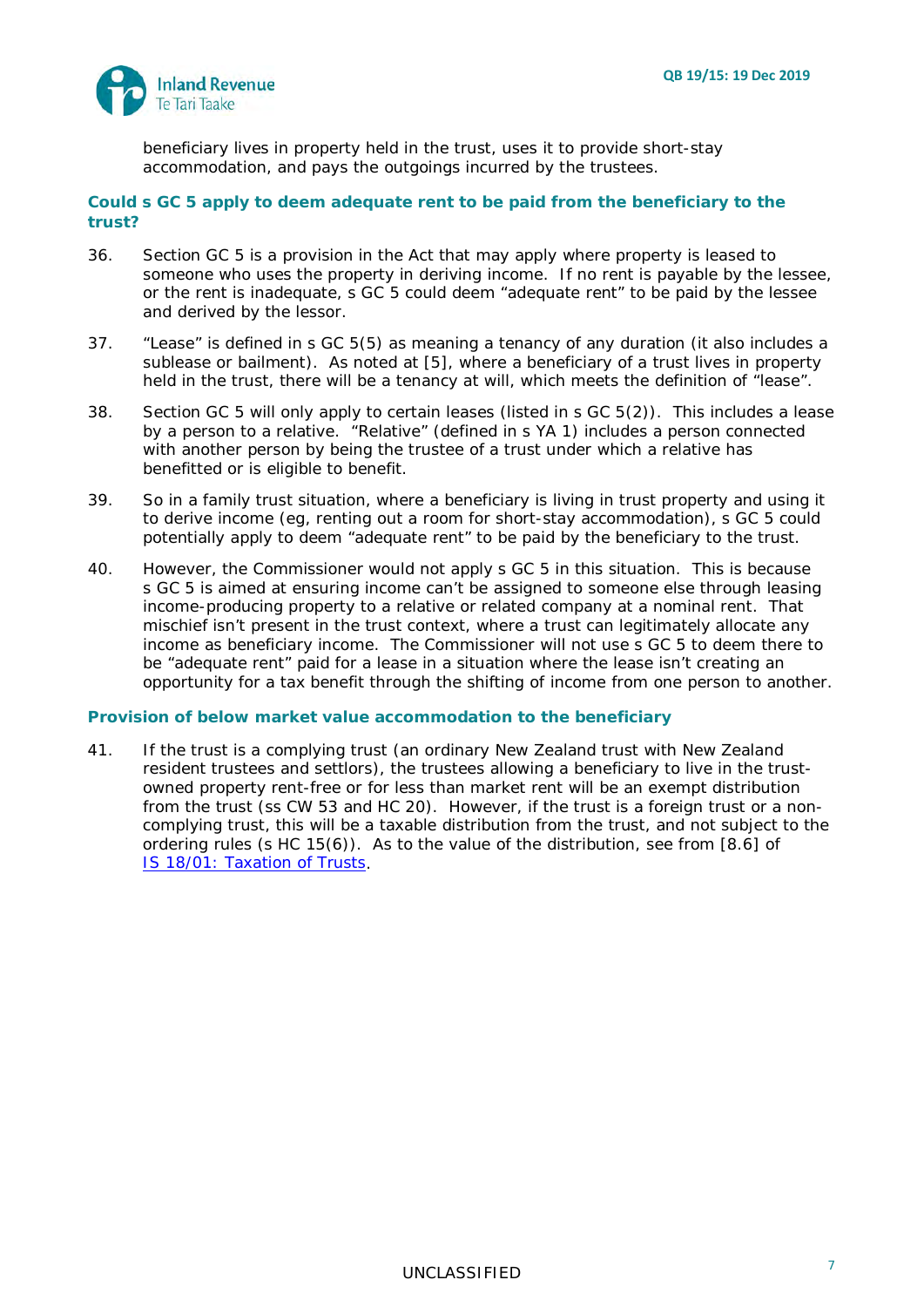beneficiary lives in property held in the trust, uses it to provide short-stay accommodation, and pays the outgoings incurred by the trustees.

### Could s GC 5 apply to deem adequate rent to be paid from the beneficiary to the trust?

36. Section GC 5 is a provision in the Act that may apply where property is leased to someone who uses the property in deriving income. If no rent is payable by the lessee, or the rent is inadequate, s GC 5 could deem "adequate rent" to be paid by the lessee and derived by the lessor.

37. "Lease" is defined in s GC 5(5) as meaning a tenancy of any duration (it also includes a sublease or bailment). As noted at [5], where a beneficiary of a trust lives in property held in the trust, there will be a tenancy at will, which meets the definition of "lease".

38. Section GC 5 will only apply to certain leases (listed in s GC 5(2)). This includes a lease by a person to a relative. "Relative" (defined in s YA 1) includes a person connected with another person by being the trustee of a trust under which a relative has benefitted or is eligible to benefit.

39. So in a family trust situation, where a beneficiary is living in trust property and using it to derive income (eg, renting out a room for short-stay accommodation), s GC 5 could potentially apply to deem "adequate rent" to be paid by the beneficiary to the trust.

40. However, the Commissioner would not apply s GC 5 in this situation. This is because s GC 5 is aimed at ensuring income can't be assigned to someone else through leasing income-producing property to a relative or related company at a nominal rent. That mischief isn't present in the trust context, where a trust can legitimately allocate any income as beneficiary income. The Commissioner will not use s GC 5 to deem there to be "adequate rent" paid for a lease in a situation where the lease isn't creating an opportunity for a tax benefit through the shifting of income from one person to another.

### Provision of below market value accommodation to the beneficiary

41. If the trust is a complying trust (an ordinary New Zealand trust with New Zealand resident trustees and settlors), the trustees allowing a beneficiary to live in the trust-owned property rent-free or for less than market rent will be an exempt distribution from the trust (ss CW 53 and HC 20). However, if the trust is a foreign trust or a non-complying trust, this will be a taxable distribution from the trust, and not subject to the ordering rules (s HC 15(6)). As to the value of the distribution, see from [8.6] of IS 18/01: Taxation of Trusts.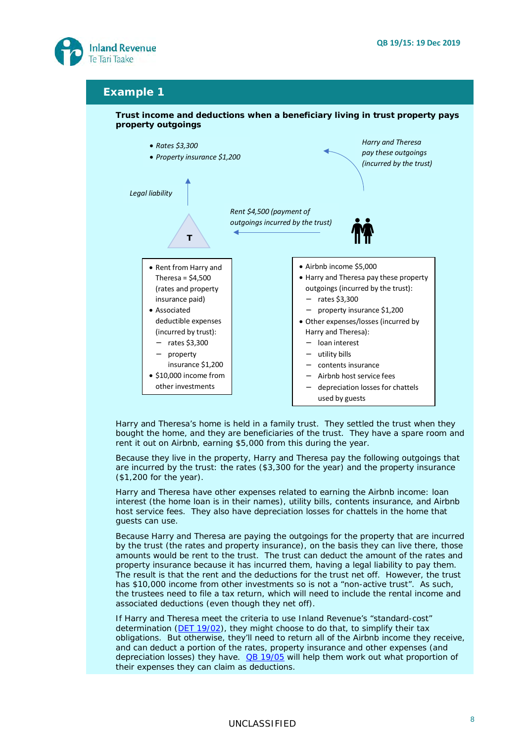## Example 1

**Trust income and deductions when a beneficiary living in trust property pays property outgoings**

- *Rates $3,300*
- *Property insurance $1,200*

*Harry and Theresa pay these outgoings (incurred by the trust)*

*Legal liability*

*Rent $4,500 (payment of outgoings incurred by the trust)*

**T**

- Rent from Harry and Theresa = $4,500 (rates and property insurance paid)
- Associated deductible expenses (incurred by trust):
  - rates $3,300
  - property insurance $1,200
- $10,000 income from other investments

- Airbnb income $5,000
- Harry and Theresa pay these property outgoings (incurred by the trust):
  - rates $3,300
  - property insurance $1,200
- Other expenses/losses (incurred by Harry and Theresa):
  - loan interest
  - utility bills
  - contents insurance
  - Airbnb host service fees
  - depreciation losses for chattels used by guests

Harry and Theresa's home is held in a family trust. They settled the trust when they bought the home, and they are beneficiaries of the trust. They have a spare room and rent it out on Airbnb, earning $5,000 from this during the year.

Because they live in the property, Harry and Theresa pay the following outgoings that are incurred by the trust: the rates ($3,300 for the year) and the property insurance ($1,200 for the year).

Harry and Theresa have other expenses related to earning the Airbnb income: loan interest (the home loan is in their names), utility bills, contents insurance, and Airbnb host service fees. They also have depreciation losses for chattels in the home that guests can use.

Because Harry and Theresa are paying the outgoings for the property that are incurred by the trust (the rates and property insurance), on the basis they can live there, those amounts would be rent to the trust. The trust can deduct the amount of the rates and property insurance because it has incurred them, having a legal liability to pay them. The result is that the rent and the deductions for the trust net off. However, the trust has $10,000 income from other investments so is not a "non-active trust". As such, the trustees need to file a tax return, which will need to include the rental income and associated deductions (even though they net off).

If Harry and Theresa meet the criteria to use Inland Revenue's "standard-cost" determination (DET 19/02), they might choose to do that, to simplify their tax obligations. But otherwise, they'll need to return all of the Airbnb income they receive, and can deduct a portion of the rates, property insurance and other expenses (and depreciation losses) they have. QB 19/05 will help them work out what proportion of their expenses they can claim as deductions.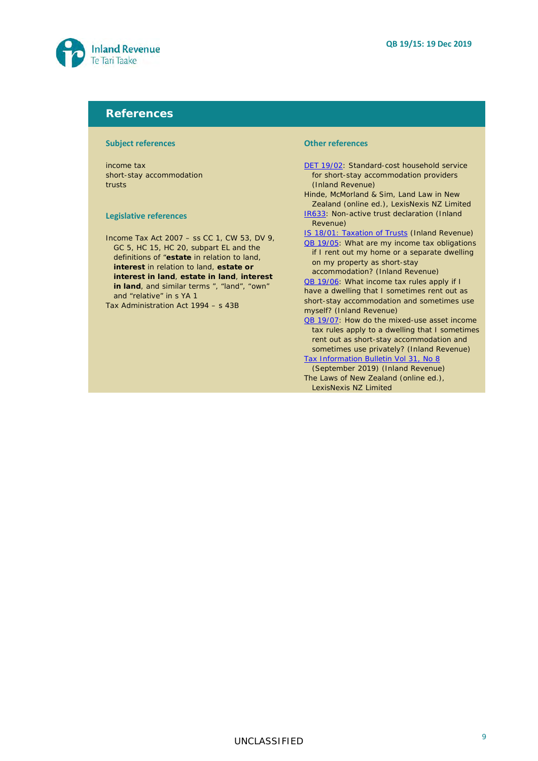## References

### Subject references

income tax
short-stay accommodation
trusts

### Legislative references

Income Tax Act 2007 – ss CC 1, CW 53, DV 9, GC 5, HC 15, HC 20, subpart EL and the definitions of "**estate** in relation to land, **interest** in relation to land, **estate or interest in land**, **estate in land**, **interest in land**, and similar terms ", "land", "own" and "relative" in s YA 1
Tax Administration Act 1994 – s 43B

### Other references

DET 19/02: Standard-cost household service for short-stay accommodation providers (Inland Revenue)
Hinde, McMorland & Sim, Land Law in New Zealand (online ed.), LexisNexis NZ Limited
IR633: Non-active trust declaration (Inland Revenue)
IS 18/01: Taxation of Trusts (Inland Revenue)
QB 19/05: What are my income tax obligations if I rent out my home or a separate dwelling on my property as short-stay accommodation? (Inland Revenue)
QB 19/06: What income tax rules apply if I have a dwelling that I sometimes rent out as short-stay accommodation and sometimes use myself? (Inland Revenue)
QB 19/07: How do the mixed-use asset income tax rules apply to a dwelling that I sometimes rent out as short-stay accommodation and sometimes use privately? (Inland Revenue)
Tax Information Bulletin Vol 31, No 8 (September 2019) (Inland Revenue)
The Laws of New Zealand (online ed.), LexisNexis NZ Limited